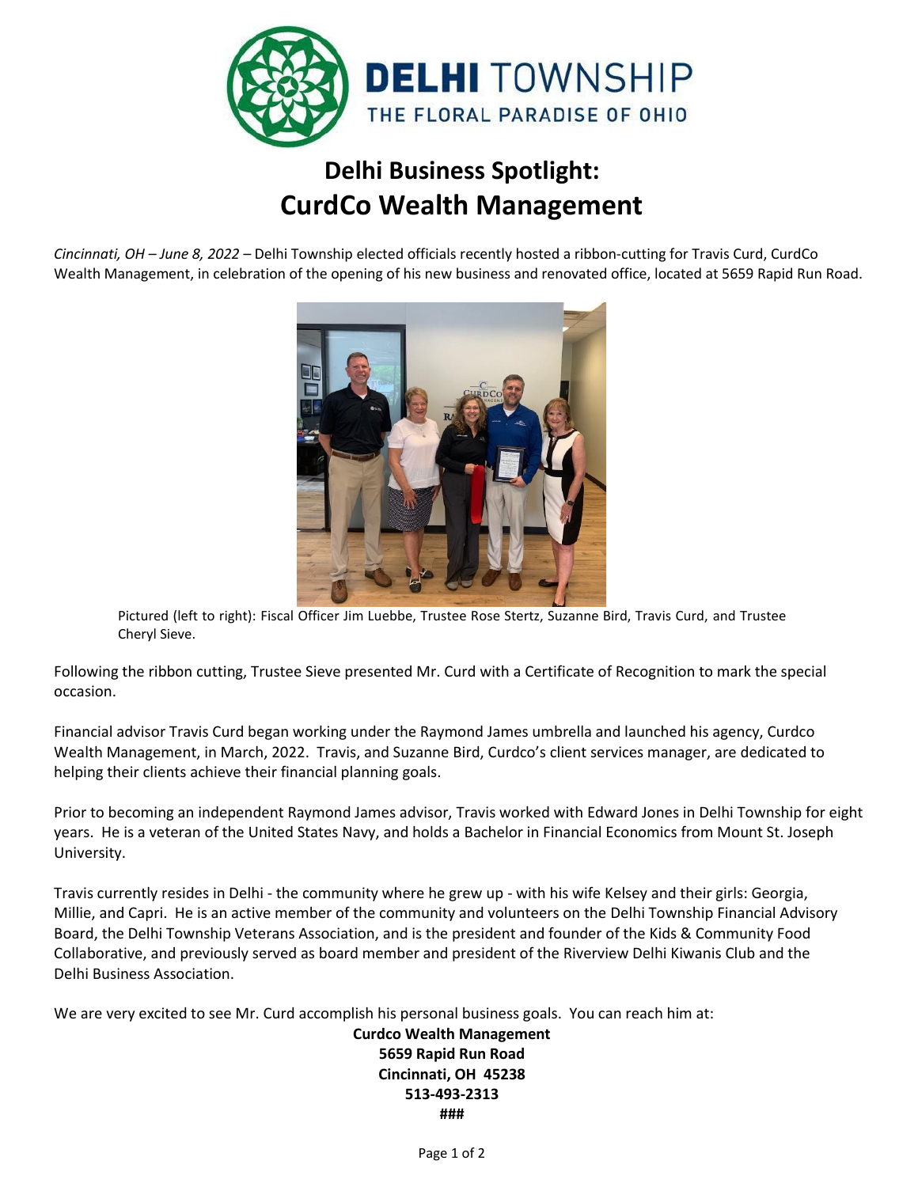DELHI TOWNSHIP
THE FLORAL PARADISE OF OHIO

# Delhi Business Spotlight: CurdCo Wealth Management

*Cincinnati, OH – June 8, 2022 –* Delhi Township elected officials recently hosted a ribbon-cutting for Travis Curd, CurdCo Wealth Management, in celebration of the opening of his new business and renovated office, located at 5659 Rapid Run Road.

Pictured (left to right): Fiscal Officer Jim Luebbe, Trustee Rose Stertz, Suzanne Bird, Travis Curd, and Trustee Cheryl Sieve.

Following the ribbon cutting, Trustee Sieve presented Mr. Curd with a Certificate of Recognition to mark the special occasion.

Financial advisor Travis Curd began working under the Raymond James umbrella and launched his agency, Curdco Wealth Management, in March, 2022. Travis, and Suzanne Bird, Curdco's client services manager, are dedicated to helping their clients achieve their financial planning goals.

Prior to becoming an independent Raymond James advisor, Travis worked with Edward Jones in Delhi Township for eight years. He is a veteran of the United States Navy, and holds a Bachelor in Financial Economics from Mount St. Joseph University.

Travis currently resides in Delhi - the community where he grew up - with his wife Kelsey and their girls: Georgia, Millie, and Capri. He is an active member of the community and volunteers on the Delhi Township Financial Advisory Board, the Delhi Township Veterans Association, and is the president and founder of the Kids & Community Food Collaborative, and previously served as board member and president of the Riverview Delhi Kiwanis Club and the Delhi Business Association.

We are very excited to see Mr. Curd accomplish his personal business goals. You can reach him at:

**Curdco Wealth Management**
**5659 Rapid Run Road**
**Cincinnati, OH 45238**
**513-493-2313**
**###**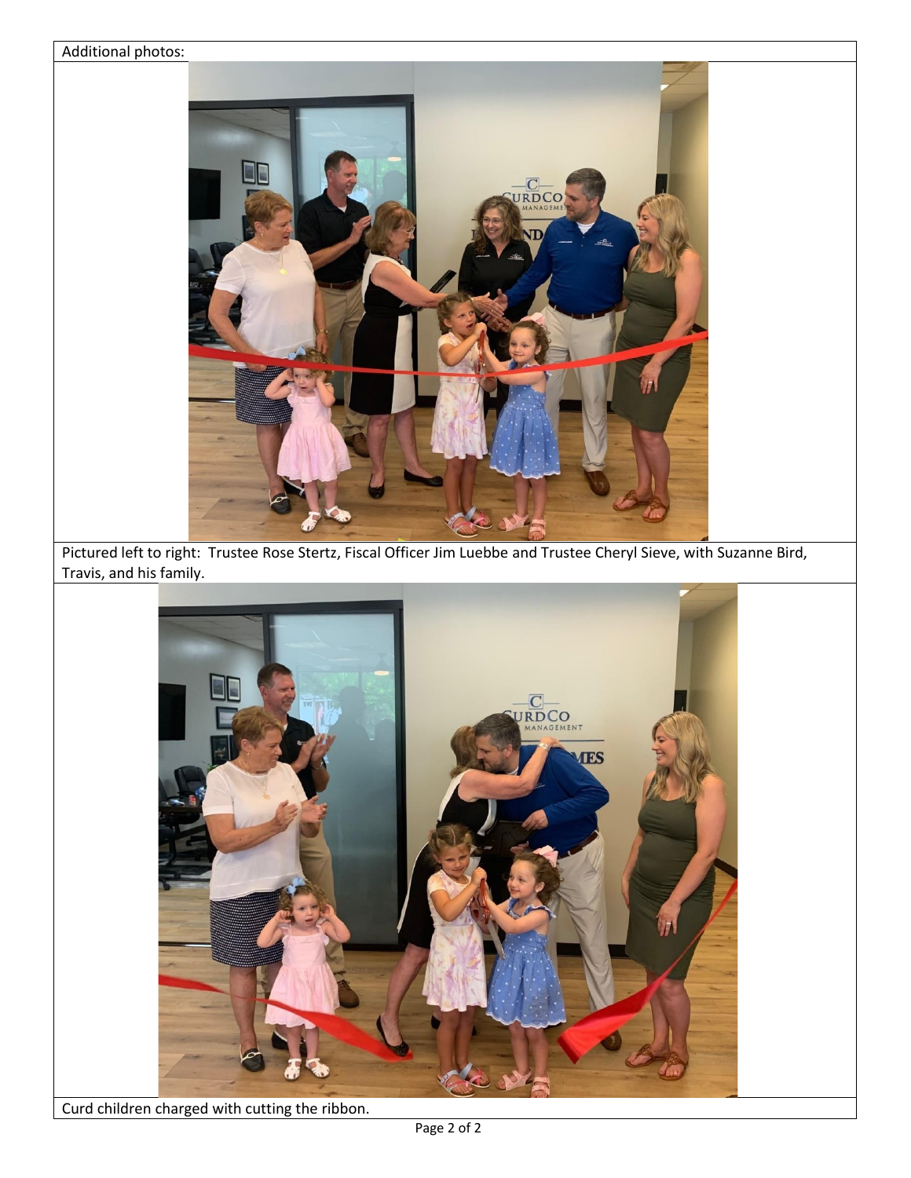Additional photos:

Pictured left to right: Trustee Rose Stertz, Fiscal Officer Jim Luebbe and Trustee Cheryl Sieve, with Suzanne Bird, Travis, and his family.

Curd children charged with cutting the ribbon.